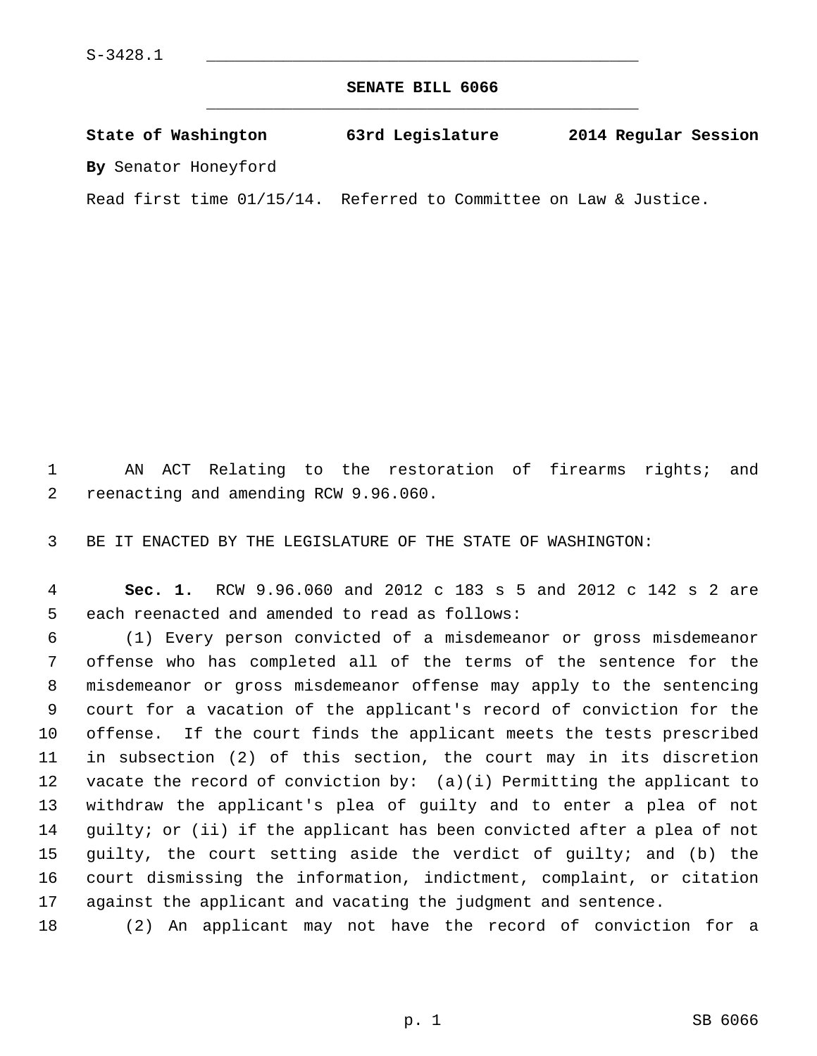S-3428.1

# SENATE BILL 6066

**State of Washington 63rd Legislature 2014 Regular Session**

**By** Senator Honeyford

Read first time 01/15/14. Referred to Committee on Law & Justice.

AN ACT Relating to the restoration of firearms rights; and reenacting and amending RCW 9.96.060.

BE IT ENACTED BY THE LEGISLATURE OF THE STATE OF WASHINGTON:

**Sec. 1.** RCW 9.96.060 and 2012 c 183 s 5 and 2012 c 142 s 2 are each reenacted and amended to read as follows:

(1) Every person convicted of a misdemeanor or gross misdemeanor offense who has completed all of the terms of the sentence for the misdemeanor or gross misdemeanor offense may apply to the sentencing court for a vacation of the applicant's record of conviction for the offense. If the court finds the applicant meets the tests prescribed in subsection (2) of this section, the court may in its discretion vacate the record of conviction by: (a)(i) Permitting the applicant to withdraw the applicant's plea of guilty and to enter a plea of not guilty; or (ii) if the applicant has been convicted after a plea of not guilty, the court setting aside the verdict of guilty; and (b) the court dismissing the information, indictment, complaint, or citation against the applicant and vacating the judgment and sentence.

(2) An applicant may not have the record of conviction for a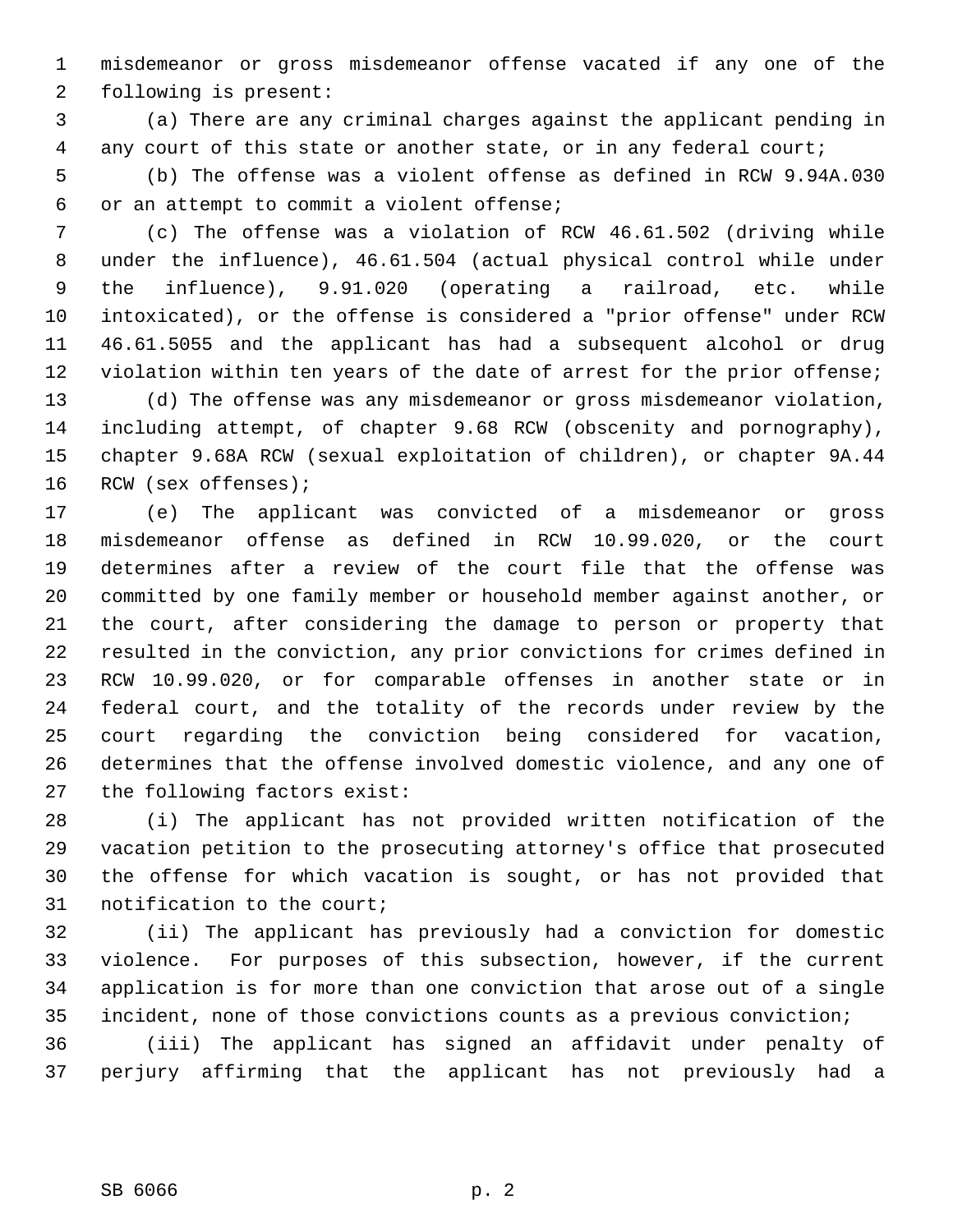misdemeanor or gross misdemeanor offense vacated if any one of the following is present:

(a) There are any criminal charges against the applicant pending in any court of this state or another state, or in any federal court;

(b) The offense was a violent offense as defined in RCW 9.94A.030 or an attempt to commit a violent offense;

(c) The offense was a violation of RCW 46.61.502 (driving while under the influence), 46.61.504 (actual physical control while under the influence), 9.91.020 (operating a railroad, etc. while intoxicated), or the offense is considered a "prior offense" under RCW 46.61.5055 and the applicant has had a subsequent alcohol or drug violation within ten years of the date of arrest for the prior offense;

(d) The offense was any misdemeanor or gross misdemeanor violation, including attempt, of chapter 9.68 RCW (obscenity and pornography), chapter 9.68A RCW (sexual exploitation of children), or chapter 9A.44 RCW (sex offenses);

(e) The applicant was convicted of a misdemeanor or gross misdemeanor offense as defined in RCW 10.99.020, or the court determines after a review of the court file that the offense was committed by one family member or household member against another, or the court, after considering the damage to person or property that resulted in the conviction, any prior convictions for crimes defined in RCW 10.99.020, or for comparable offenses in another state or in federal court, and the totality of the records under review by the court regarding the conviction being considered for vacation, determines that the offense involved domestic violence, and any one of the following factors exist:

(i) The applicant has not provided written notification of the vacation petition to the prosecuting attorney's office that prosecuted the offense for which vacation is sought, or has not provided that notification to the court;

(ii) The applicant has previously had a conviction for domestic violence. For purposes of this subsection, however, if the current application is for more than one conviction that arose out of a single incident, none of those convictions counts as a previous conviction;

(iii) The applicant has signed an affidavit under penalty of perjury affirming that the applicant has not previously had a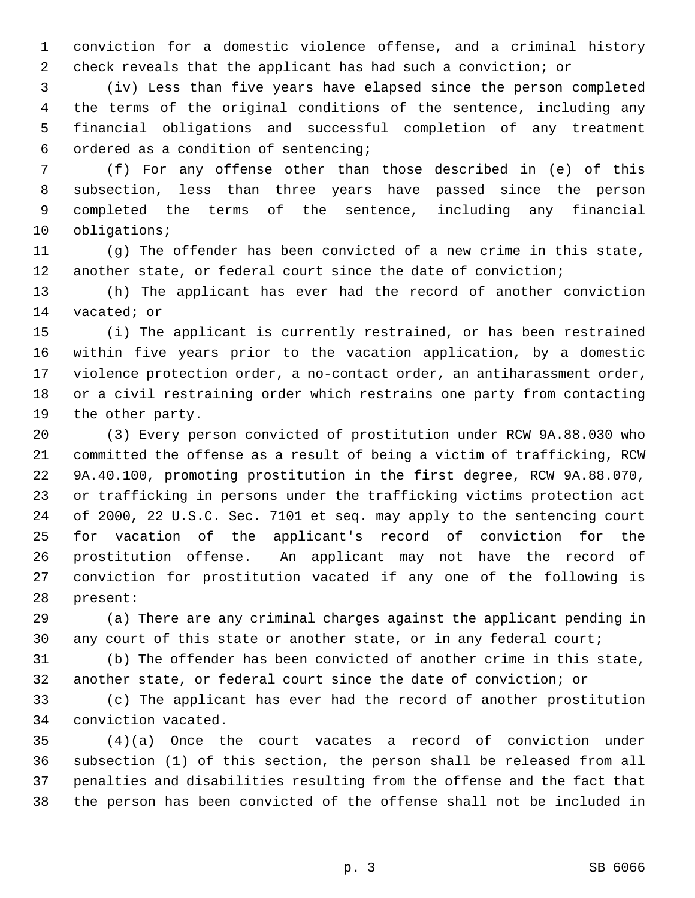conviction for a domestic violence offense, and a criminal history check reveals that the applicant has had such a conviction; or

(iv) Less than five years have elapsed since the person completed the terms of the original conditions of the sentence, including any financial obligations and successful completion of any treatment ordered as a condition of sentencing;

(f) For any offense other than those described in (e) of this subsection, less than three years have passed since the person completed the terms of the sentence, including any financial obligations;

(g) The offender has been convicted of a new crime in this state, another state, or federal court since the date of conviction;

(h) The applicant has ever had the record of another conviction vacated; or

(i) The applicant is currently restrained, or has been restrained within five years prior to the vacation application, by a domestic violence protection order, a no-contact order, an antiharassment order, or a civil restraining order which restrains one party from contacting the other party.

(3) Every person convicted of prostitution under RCW 9A.88.030 who committed the offense as a result of being a victim of trafficking, RCW 9A.40.100, promoting prostitution in the first degree, RCW 9A.88.070, or trafficking in persons under the trafficking victims protection act of 2000, 22 U.S.C. Sec. 7101 et seq. may apply to the sentencing court for vacation of the applicant's record of conviction for the prostitution offense. An applicant may not have the record of conviction for prostitution vacated if any one of the following is present:

(a) There are any criminal charges against the applicant pending in any court of this state or another state, or in any federal court;

(b) The offender has been convicted of another crime in this state, another state, or federal court since the date of conviction; or

(c) The applicant has ever had the record of another prostitution conviction vacated.

(4)<u>(a)</u> Once the court vacates a record of conviction under subsection (1) of this section, the person shall be released from all penalties and disabilities resulting from the offense and the fact that the person has been convicted of the offense shall not be included in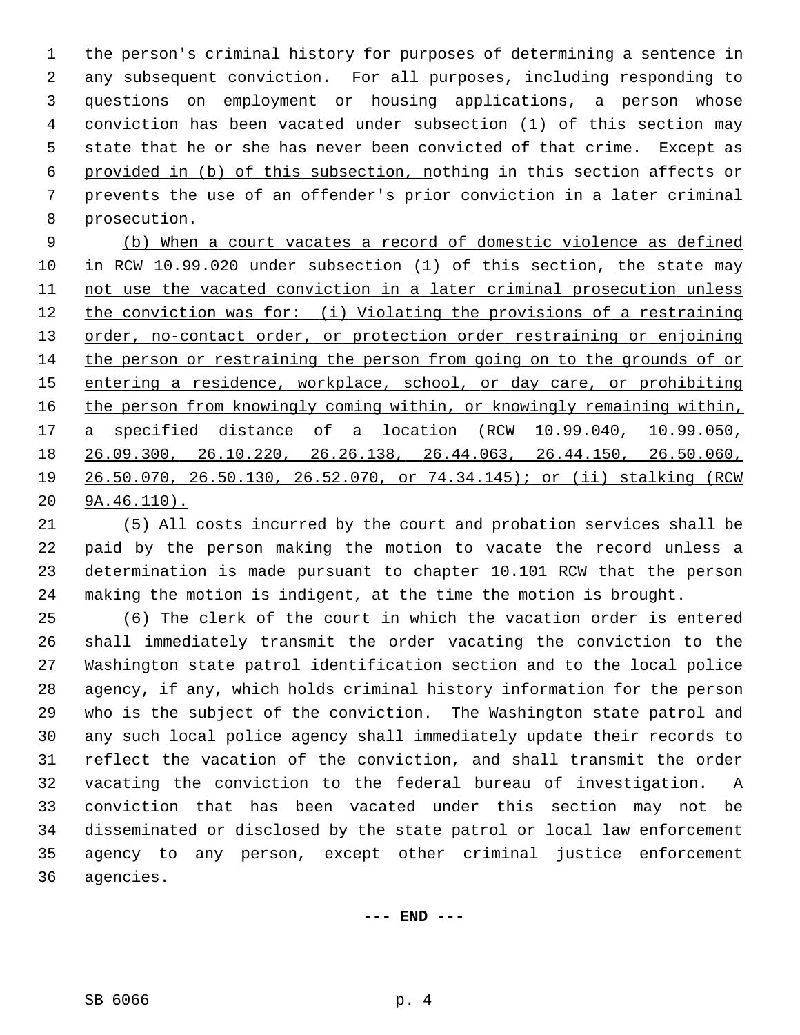the person's criminal history for purposes of determining a sentence in any subsequent conviction. For all purposes, including responding to questions on employment or housing applications, a person whose conviction has been vacated under subsection (1) of this section may state that he or she has never been convicted of that crime. Except as provided in (b) of this subsection, nothing in this section affects or prevents the use of an offender's prior conviction in a later criminal prosecution.

(b) When a court vacates a record of domestic violence as defined in RCW 10.99.020 under subsection (1) of this section, the state may not use the vacated conviction in a later criminal prosecution unless the conviction was for: (i) Violating the provisions of a restraining order, no-contact order, or protection order restraining or enjoining the person or restraining the person from going on to the grounds of or entering a residence, workplace, school, or day care, or prohibiting the person from knowingly coming within, or knowingly remaining within, a specified distance of a location (RCW 10.99.040, 10.99.050, 26.09.300, 26.10.220, 26.26.138, 26.44.063, 26.44.150, 26.50.060, 26.50.070, 26.50.130, 26.52.070, or 74.34.145); or (ii) stalking (RCW 9A.46.110).

(5) All costs incurred by the court and probation services shall be paid by the person making the motion to vacate the record unless a determination is made pursuant to chapter 10.101 RCW that the person making the motion is indigent, at the time the motion is brought.

(6) The clerk of the court in which the vacation order is entered shall immediately transmit the order vacating the conviction to the Washington state patrol identification section and to the local police agency, if any, which holds criminal history information for the person who is the subject of the conviction. The Washington state patrol and any such local police agency shall immediately update their records to reflect the vacation of the conviction, and shall transmit the order vacating the conviction to the federal bureau of investigation. A conviction that has been vacated under this section may not be disseminated or disclosed by the state patrol or local law enforcement agency to any person, except other criminal justice enforcement agencies.

**--- END ---**